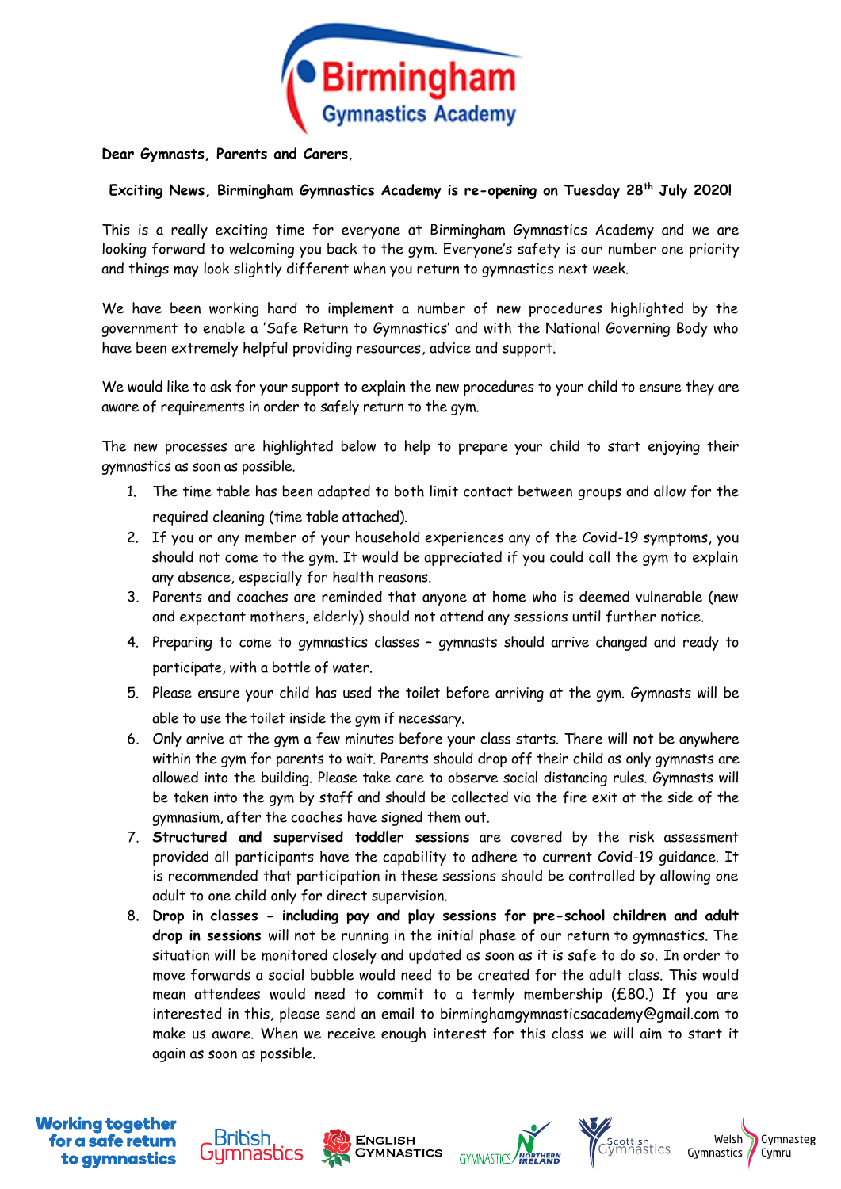Dear Gymnasts, Parents and Carers,

**Exciting News, Birmingham Gymnastics Academy is re-opening on Tuesday 28th July 2020!**

This is a really exciting time for everyone at Birmingham Gymnastics Academy and we are looking forward to welcoming you back to the gym. Everyone's safety is our number one priority and things may look slightly different when you return to gymnastics next week.

We have been working hard to implement a number of new procedures highlighted by the government to enable a 'Safe Return to Gymnastics' and with the National Governing Body who have been extremely helpful providing resources, advice and support.

We would like to ask for your support to explain the new procedures to your child to ensure they are aware of requirements in order to safely return to the gym.

The new processes are highlighted below to help to prepare your child to start enjoying their gymnastics as soon as possible.

1. The time table has been adapted to both limit contact between groups and allow for the required cleaning (time table attached).
2. If you or any member of your household experiences any of the Covid-19 symptoms, you should not come to the gym. It would be appreciated if you could call the gym to explain any absence, especially for health reasons.
3. Parents and coaches are reminded that anyone at home who is deemed vulnerable (new and expectant mothers, elderly) should not attend any sessions until further notice.
4. Preparing to come to gymnastics classes – gymnasts should arrive changed and ready to participate, with a bottle of water.
5. Please ensure your child has used the toilet before arriving at the gym. Gymnasts will be able to use the toilet inside the gym if necessary.
6. Only arrive at the gym a few minutes before your class starts. There will not be anywhere within the gym for parents to wait. Parents should drop off their child as only gymnasts are allowed into the building. Please take care to observe social distancing rules. Gymnasts will be taken into the gym by staff and should be collected via the fire exit at the side of the gymnasium, after the coaches have signed them out.
7. **Structured and supervised toddler sessions** are covered by the risk assessment provided all participants have the capability to adhere to current Covid-19 guidance. It is recommended that participation in these sessions should be controlled by allowing one adult to one child only for direct supervision.
8. **Drop in classes - including pay and play sessions for pre-school children and adult drop in sessions** will not be running in the initial phase of our return to gymnastics. The situation will be monitored closely and updated as soon as it is safe to do so. In order to move forwards a social bubble would need to be created for the adult class. This would mean attendees would need to commit to a termly membership (£80.) If you are interested in this, please send an email to birminghamgymnasticsacademy@gmail.com to make us aware. When we receive enough interest for this class we will aim to start it again as soon as possible.

**Working together for a safe return to gymnastics**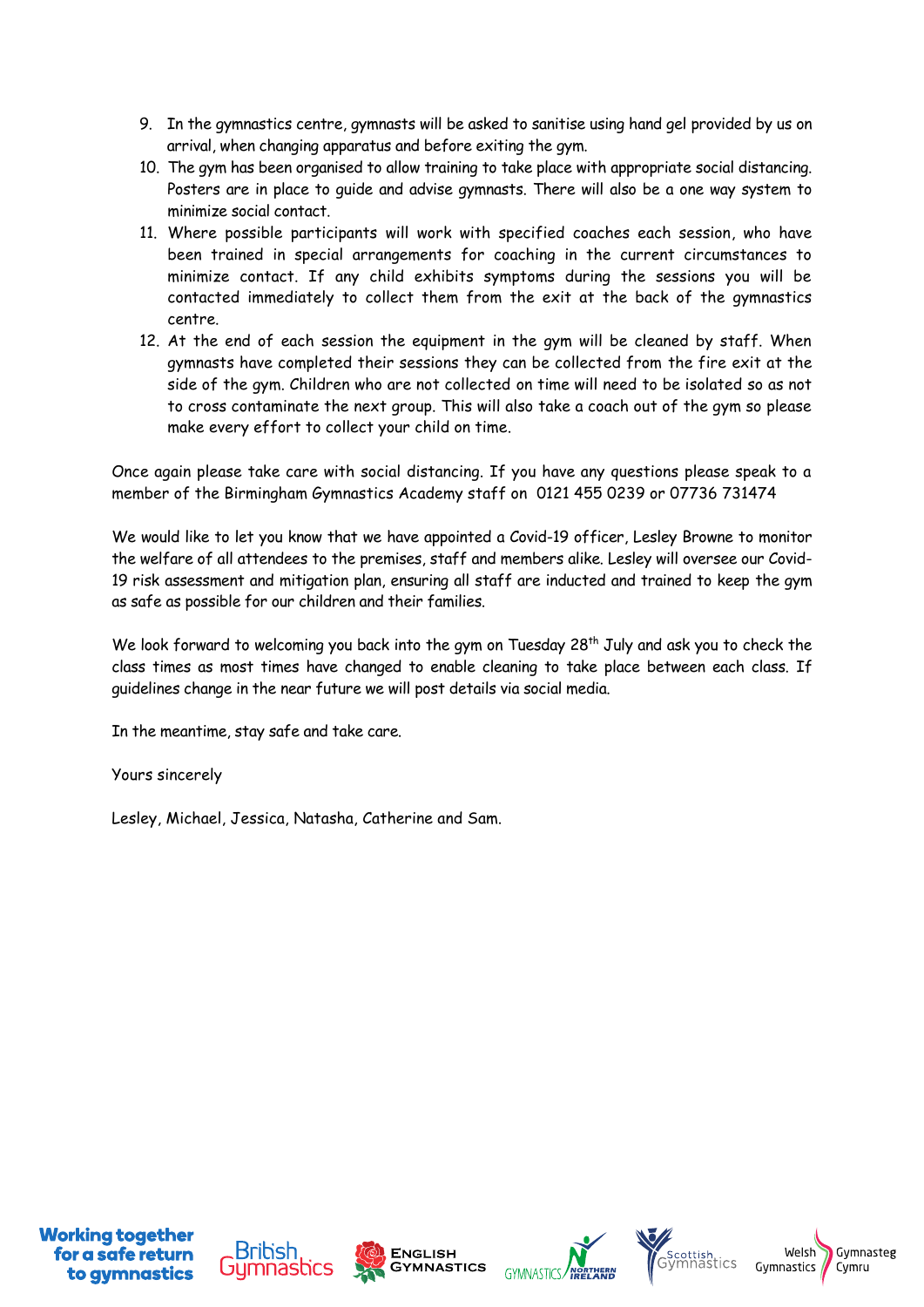9. In the gymnastics centre, gymnasts will be asked to sanitise using hand gel provided by us on arrival, when changing apparatus and before exiting the gym.
10. The gym has been organised to allow training to take place with appropriate social distancing. Posters are in place to guide and advise gymnasts. There will also be a one way system to minimize social contact.
11. Where possible participants will work with specified coaches each session, who have been trained in special arrangements for coaching in the current circumstances to minimize contact. If any child exhibits symptoms during the sessions you will be contacted immediately to collect them from the exit at the back of the gymnastics centre.
12. At the end of each session the equipment in the gym will be cleaned by staff. When gymnasts have completed their sessions they can be collected from the fire exit at the side of the gym. Children who are not collected on time will need to be isolated so as not to cross contaminate the next group. This will also take a coach out of the gym so please make every effort to collect your child on time.

Once again please take care with social distancing. If you have any questions please speak to a member of the Birmingham Gymnastics Academy staff on 0121 455 0239 or 07736 731474

We would like to let you know that we have appointed a Covid-19 officer, Lesley Browne to monitor the welfare of all attendees to the premises, staff and members alike. Lesley will oversee our Covid-19 risk assessment and mitigation plan, ensuring all staff are inducted and trained to keep the gym as safe as possible for our children and their families.

We look forward to welcoming you back into the gym on Tuesday 28th July and ask you to check the class times as most times have changed to enable cleaning to take place between each class. If guidelines change in the near future we will post details via social media.

In the meantime, stay safe and take care.

Yours sincerely

Lesley, Michael, Jessica, Natasha, Catherine and Sam.

**Working together for a safe return to gymnastics**

British Gymnastics | English Gymnastics | Gymnastics Northern Ireland | Scottish Gymnastics | Welsh Gymnastics Gymnasteg Cymru